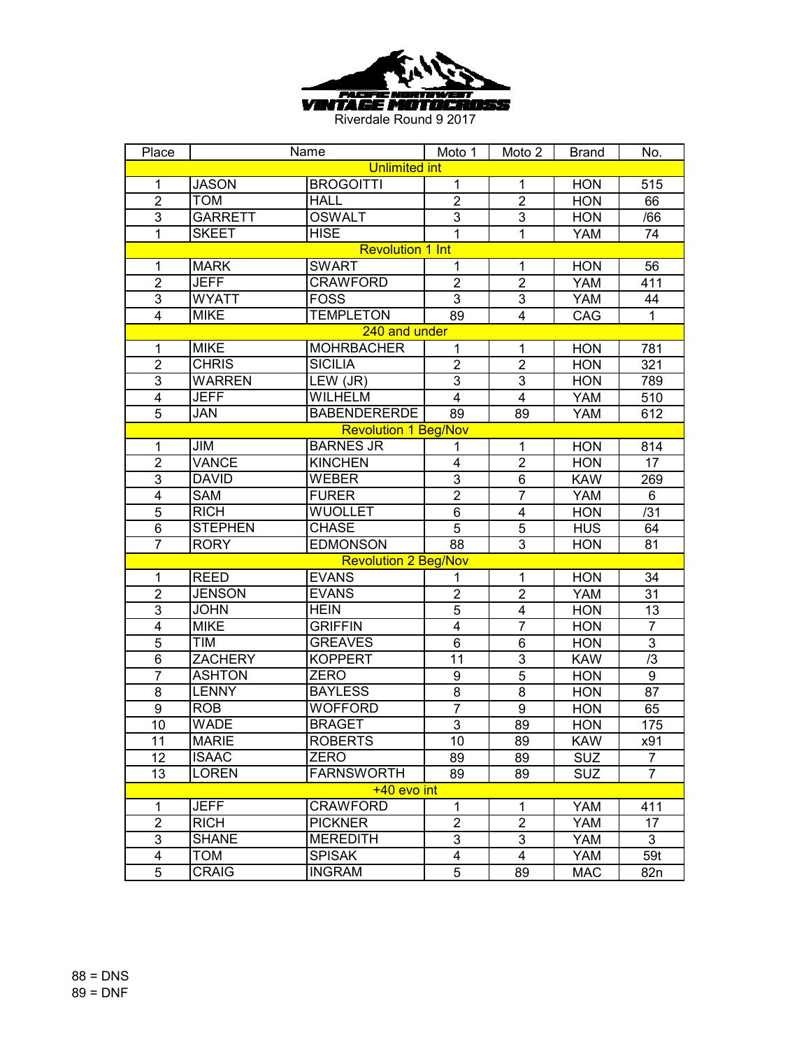PACIFIC NORTHWEST VINTAGE MOTOCROSS

Riverdale Round 9 2017

| Place | Name | | Moto 1 | Moto 2 | Brand | No. |
|---|---|---|---|---|---|---|
| Unlimited int | | | | | | |
| 1 | JASON | BROGOITTI | 1 | 1 | HON | 515 |
| 2 | TOM | HALL | 2 | 2 | HON | 66 |
| 3 | GARRETT | OSWALT | 3 | 3 | HON | /66 |
| 1 | SKEET | HISE | 1 | 1 | YAM | 74 |
| Revolution 1 Int | | | | | | |
| 1 | MARK | SWART | 1 | 1 | HON | 56 |
| 2 | JEFF | CRAWFORD | 2 | 2 | YAM | 411 |
| 3 | WYATT | FOSS | 3 | 3 | YAM | 44 |
| 4 | MIKE | TEMPLETON | 89 | 4 | CAG | 1 |
| 240 and under | | | | | | |
| 1 | MIKE | MOHRBACHER | 1 | 1 | HON | 781 |
| 2 | CHRIS | SICILIA | 2 | 2 | HON | 321 |
| 3 | WARREN | LEW (JR) | 3 | 3 | HON | 789 |
| 4 | JEFF | WILHELM | 4 | 4 | YAM | 510 |
| 5 | JAN | BABENDERERDE | 89 | 89 | YAM | 612 |
| Revolution 1 Beg/Nov | | | | | | |
| 1 | JIM | BARNES JR | 1 | 1 | HON | 814 |
| 2 | VANCE | KINCHEN | 4 | 2 | HON | 17 |
| 3 | DAVID | WEBER | 3 | 6 | KAW | 269 |
| 4 | SAM | FURER | 2 | 7 | YAM | 6 |
| 5 | RICH | WUOLLET | 6 | 4 | HON | /31 |
| 6 | STEPHEN | CHASE | 5 | 5 | HUS | 64 |
| 7 | RORY | EDMONSON | 88 | 3 | HON | 81 |
| Revolution 2 Beg/Nov | | | | | | |
| 1 | REED | EVANS | 1 | 1 | HON | 34 |
| 2 | JENSON | EVANS | 2 | 2 | YAM | 31 |
| 3 | JOHN | HEIN | 5 | 4 | HON | 13 |
| 4 | MIKE | GRIFFIN | 4 | 7 | HON | 7 |
| 5 | TIM | GREAVES | 6 | 6 | HON | 3 |
| 6 | ZACHERY | KOPPERT | 11 | 3 | KAW | /3 |
| 7 | ASHTON | ZERO | 9 | 5 | HON | 9 |
| 8 | LENNY | BAYLESS | 8 | 8 | HON | 87 |
| 9 | ROB | WOFFORD | 7 | 9 | HON | 65 |
| 10 | WADE | BRAGET | 3 | 89 | HON | 175 |
| 11 | MARIE | ROBERTS | 10 | 89 | KAW | x91 |
| 12 | ISAAC | ZERO | 89 | 89 | SUZ | 7 |
| 13 | LOREN | FARNSWORTH | 89 | 89 | SUZ | 7 |
| +40 evo int | | | | | | |
| 1 | JEFF | CRAWFORD | 1 | 1 | YAM | 411 |
| 2 | RICH | PICKNER | 2 | 2 | YAM | 17 |
| 3 | SHANE | MEREDITH | 3 | 3 | YAM | 3 |
| 4 | TOM | SPISAK | 4 | 4 | YAM | 59t |
| 5 | CRAIG | INGRAM | 5 | 89 | MAC | 82n |

88 = DNS
89 = DNF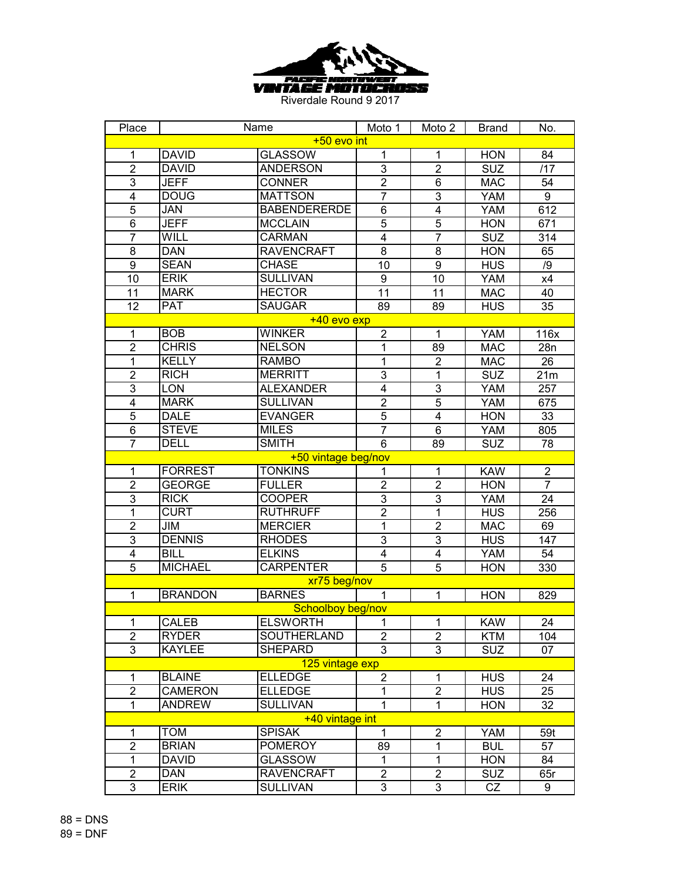PACIFIC NORTHWEST VINTAGE MOTOCROSS

Riverdale Round 9 2017

| Place | Name | | Moto 1 | Moto 2 | Brand | No. |
|---|---|---|---|---|---|---|
| | | +50 evo int | | | | |
| 1 | DAVID | GLASSOW | 1 | 1 | HON | 84 |
| 2 | DAVID | ANDERSON | 3 | 2 | SUZ | /17 |
| 3 | JEFF | CONNER | 2 | 6 | MAC | 54 |
| 4 | DOUG | MATTSON | 7 | 3 | YAM | 9 |
| 5 | JAN | BABENDERERDE | 6 | 4 | YAM | 612 |
| 6 | JEFF | MCCLAIN | 5 | 5 | HON | 671 |
| 7 | WILL | CARMAN | 4 | 7 | SUZ | 314 |
| 8 | DAN | RAVENCRAFT | 8 | 8 | HON | 65 |
| 9 | SEAN | CHASE | 10 | 9 | HUS | /9 |
| 10 | ERIK | SULLIVAN | 9 | 10 | YAM | x4 |
| 11 | MARK | HECTOR | 11 | 11 | MAC | 40 |
| 12 | PAT | SAUGAR | 89 | 89 | HUS | 35 |
| | | +40 evo exp | | | | |
| 1 | BOB | WINKER | 2 | 1 | YAM | 116x |
| 2 | CHRIS | NELSON | 1 | 89 | MAC | 28n |
| 1 | KELLY | RAMBO | 1 | 2 | MAC | 26 |
| 2 | RICH | MERRITT | 3 | 1 | SUZ | 21m |
| 3 | LON | ALEXANDER | 4 | 3 | YAM | 257 |
| 4 | MARK | SULLIVAN | 2 | 5 | YAM | 675 |
| 5 | DALE | EVANGER | 5 | 4 | HON | 33 |
| 6 | STEVE | MILES | 7 | 6 | YAM | 805 |
| 7 | DELL | SMITH | 6 | 89 | SUZ | 78 |
| | | +50 vintage beg/nov | | | | |
| 1 | FORREST | TONKINS | 1 | 1 | KAW | 2 |
| 2 | GEORGE | FULLER | 2 | 2 | HON | 7 |
| 3 | RICK | COOPER | 3 | 3 | YAM | 24 |
| 1 | CURT | RUTHRUFF | 2 | 1 | HUS | 256 |
| 2 | JIM | MERCIER | 1 | 2 | MAC | 69 |
| 3 | DENNIS | RHODES | 3 | 3 | HUS | 147 |
| 4 | BILL | ELKINS | 4 | 4 | YAM | 54 |
| 5 | MICHAEL | CARPENTER | 5 | 5 | HON | 330 |
| | | xr75 beg/nov | | | | |
| 1 | BRANDON | BARNES | 1 | 1 | HON | 829 |
| | | Schoolboy beg/nov | | | | |
| 1 | CALEB | ELSWORTH | 1 | 1 | KAW | 24 |
| 2 | RYDER | SOUTHERLAND | 2 | 2 | KTM | 104 |
| 3 | KAYLEE | SHEPARD | 3 | 3 | SUZ | 07 |
| | | 125 vintage exp | | | | |
| 1 | BLAINE | ELLEDGE | 2 | 1 | HUS | 24 |
| 2 | CAMERON | ELLEDGE | 1 | 2 | HUS | 25 |
| 1 | ANDREW | SULLIVAN | 1 | 1 | HON | 32 |
| | | +40 vintage int | | | | |
| 1 | TOM | SPISAK | 1 | 2 | YAM | 59t |
| 2 | BRIAN | POMEROY | 89 | 1 | BUL | 57 |
| 1 | DAVID | GLASSOW | 1 | 1 | HON | 84 |
| 2 | DAN | RAVENCRAFT | 2 | 2 | SUZ | 65r |
| 3 | ERIK | SULLIVAN | 3 | 3 | CZ | 9 |

88 = DNS
89 = DNF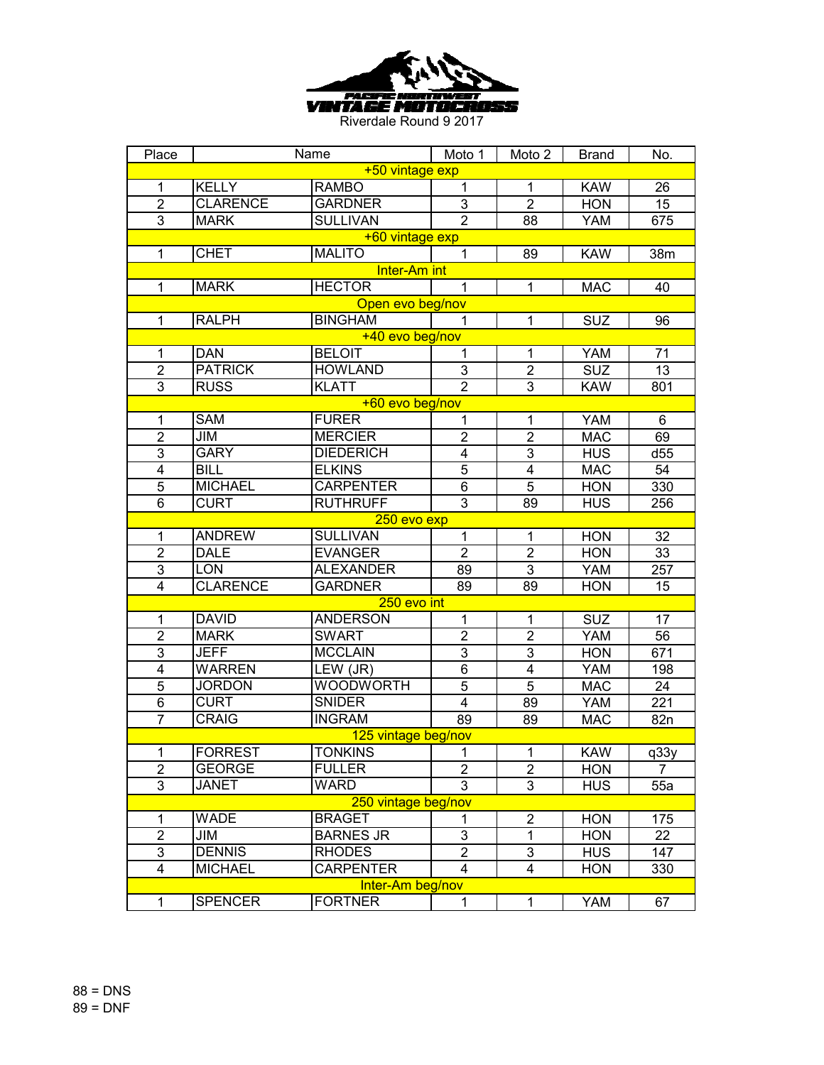PACIFIC NORTHWEST VINTAGE MOTOCROSS

Riverdale Round 9 2017

| Place | Name | | Moto 1 | Moto 2 | Brand | No. |
|---|---|---|---|---|---|---|
| +50 vintage exp | | | | | | |
| 1 | KELLY | RAMBO | 1 | 1 | KAW | 26 |
| 2 | CLARENCE | GARDNER | 3 | 2 | HON | 15 |
| 3 | MARK | SULLIVAN | 2 | 88 | YAM | 675 |
| +60 vintage exp | | | | | | |
| 1 | CHET | MALITO | 1 | 89 | KAW | 38m |
| Inter-Am int | | | | | | |
| 1 | MARK | HECTOR | 1 | 1 | MAC | 40 |
| Open evo beg/nov | | | | | | |
| 1 | RALPH | BINGHAM | 1 | 1 | SUZ | 96 |
| +40 evo beg/nov | | | | | | |
| 1 | DAN | BELOIT | 1 | 1 | YAM | 71 |
| 2 | PATRICK | HOWLAND | 3 | 2 | SUZ | 13 |
| 3 | RUSS | KLATT | 2 | 3 | KAW | 801 |
| +60 evo beg/nov | | | | | | |
| 1 | SAM | FURER | 1 | 1 | YAM | 6 |
| 2 | JIM | MERCIER | 2 | 2 | MAC | 69 |
| 3 | GARY | DIEDERICH | 4 | 3 | HUS | d55 |
| 4 | BILL | ELKINS | 5 | 4 | MAC | 54 |
| 5 | MICHAEL | CARPENTER | 6 | 5 | HON | 330 |
| 6 | CURT | RUTHRUFF | 3 | 89 | HUS | 256 |
| 250 evo exp | | | | | | |
| 1 | ANDREW | SULLIVAN | 1 | 1 | HON | 32 |
| 2 | DALE | EVANGER | 2 | 2 | HON | 33 |
| 3 | LON | ALEXANDER | 89 | 3 | YAM | 257 |
| 4 | CLARENCE | GARDNER | 89 | 89 | HON | 15 |
| 250 evo int | | | | | | |
| 1 | DAVID | ANDERSON | 1 | 1 | SUZ | 17 |
| 2 | MARK | SWART | 2 | 2 | YAM | 56 |
| 3 | JEFF | MCCLAIN | 3 | 3 | HON | 671 |
| 4 | WARREN | LEW (JR) | 6 | 4 | YAM | 198 |
| 5 | JORDON | WOODWORTH | 5 | 5 | MAC | 24 |
| 6 | CURT | SNIDER | 4 | 89 | YAM | 221 |
| 7 | CRAIG | INGRAM | 89 | 89 | MAC | 82n |
| 125 vintage beg/nov | | | | | | |
| 1 | FORREST | TONKINS | 1 | 1 | KAW | q33y |
| 2 | GEORGE | FULLER | 2 | 2 | HON | 7 |
| 3 | JANET | WARD | 3 | 3 | HUS | 55a |
| 250 vintage beg/nov | | | | | | |
| 1 | WADE | BRAGET | 1 | 2 | HON | 175 |
| 2 | JIM | BARNES JR | 3 | 1 | HON | 22 |
| 3 | DENNIS | RHODES | 2 | 3 | HUS | 147 |
| 4 | MICHAEL | CARPENTER | 4 | 4 | HON | 330 |
| Inter-Am beg/nov | | | | | | |
| 1 | SPENCER | FORTNER | 1 | 1 | YAM | 67 |

88 = DNS
89 = DNF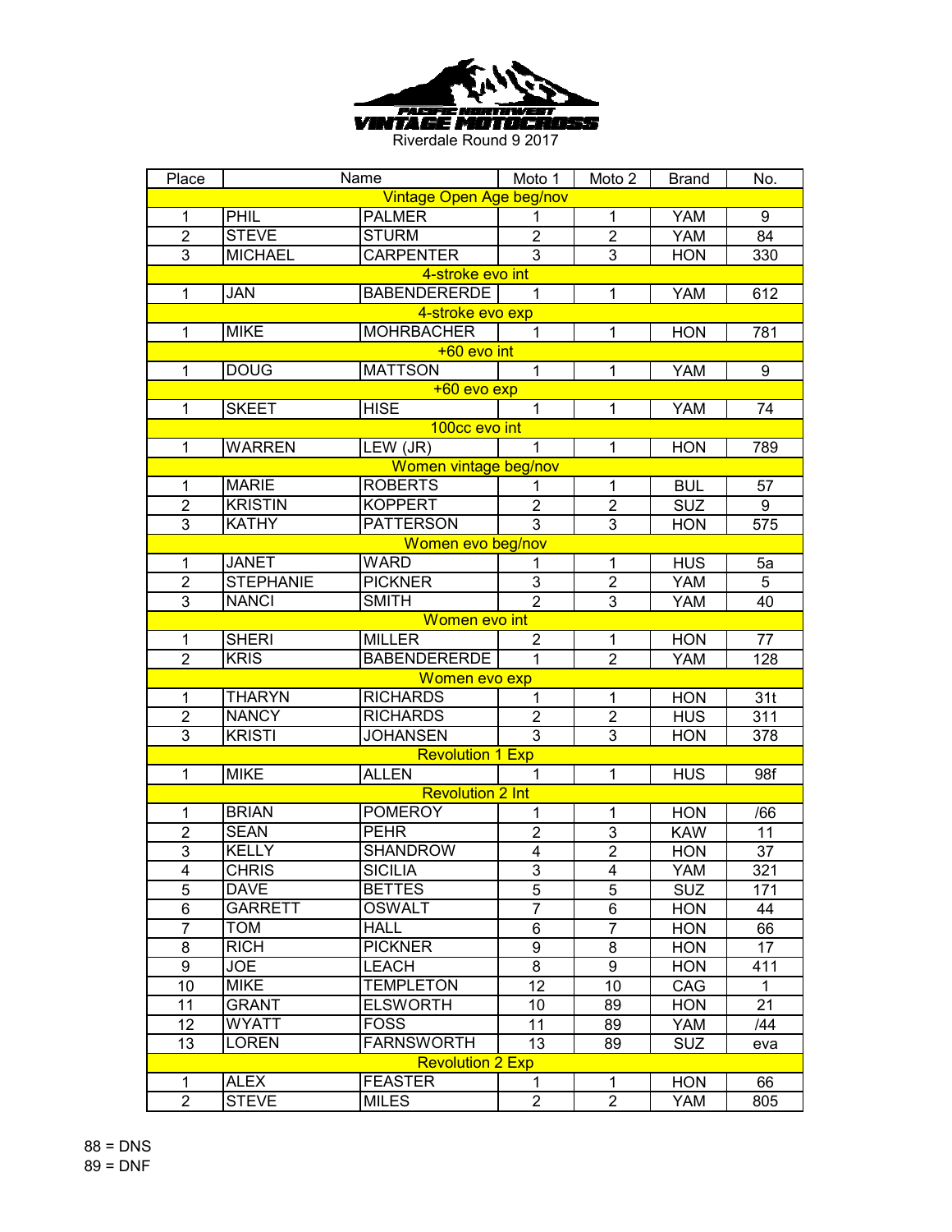PACIFIC NORTHWEST VINTAGE MOTOCROSS

Riverdale Round 9 2017

| Place | Name | | Moto 1 | Moto 2 | Brand | No. |
|---|---|---|---|---|---|---|
| **Vintage Open Age beg/nov** | | | | | | |
| 1 | PHIL | PALMER | 1 | 1 | YAM | 9 |
| 2 | STEVE | STURM | 2 | 2 | YAM | 84 |
| 3 | MICHAEL | CARPENTER | 3 | 3 | HON | 330 |
| **4-stroke evo int** | | | | | | |
| 1 | JAN | BABENDERERDE | 1 | 1 | YAM | 612 |
| **4-stroke evo exp** | | | | | | |
| 1 | MIKE | MOHRBACHER | 1 | 1 | HON | 781 |
| **+60 evo int** | | | | | | |
| 1 | DOUG | MATTSON | 1 | 1 | YAM | 9 |
| **+60 evo exp** | | | | | | |
| 1 | SKEET | HISE | 1 | 1 | YAM | 74 |
| **100cc evo int** | | | | | | |
| 1 | WARREN | LEW (JR) | 1 | 1 | HON | 789 |
| **Women vintage beg/nov** | | | | | | |
| 1 | MARIE | ROBERTS | 1 | 1 | BUL | 57 |
| 2 | KRISTIN | KOPPERT | 2 | 2 | SUZ | 9 |
| 3 | KATHY | PATTERSON | 3 | 3 | HON | 575 |
| **Women evo beg/nov** | | | | | | |
| 1 | JANET | WARD | 1 | 1 | HUS | 5a |
| 2 | STEPHANIE | PICKNER | 3 | 2 | YAM | 5 |
| 3 | NANCI | SMITH | 2 | 3 | YAM | 40 |
| **Women evo int** | | | | | | |
| 1 | SHERI | MILLER | 2 | 1 | HON | 77 |
| 2 | KRIS | BABENDERERDE | 1 | 2 | YAM | 128 |
| **Women evo exp** | | | | | | |
| 1 | THARYN | RICHARDS | 1 | 1 | HON | 31t |
| 2 | NANCY | RICHARDS | 2 | 2 | HUS | 311 |
| 3 | KRISTI | JOHANSEN | 3 | 3 | HON | 378 |
| **Revolution 1 Exp** | | | | | | |
| 1 | MIKE | ALLEN | 1 | 1 | HUS | 98f |
| **Revolution 2 Int** | | | | | | |
| 1 | BRIAN | POMEROY | 1 | 1 | HON | /66 |
| 2 | SEAN | PEHR | 2 | 3 | KAW | 11 |
| 3 | KELLY | SHANDROW | 4 | 2 | HON | 37 |
| 4 | CHRIS | SICILIA | 3 | 4 | YAM | 321 |
| 5 | DAVE | BETTES | 5 | 5 | SUZ | 171 |
| 6 | GARRETT | OSWALT | 7 | 6 | HON | 44 |
| 7 | TOM | HALL | 6 | 7 | HON | 66 |
| 8 | RICH | PICKNER | 9 | 8 | HON | 17 |
| 9 | JOE | LEACH | 8 | 9 | HON | 411 |
| 10 | MIKE | TEMPLETON | 12 | 10 | CAG | 1 |
| 11 | GRANT | ELSWORTH | 10 | 89 | HON | 21 |
| 12 | WYATT | FOSS | 11 | 89 | YAM | /44 |
| 13 | LOREN | FARNSWORTH | 13 | 89 | SUZ | eva |
| **Revolution 2 Exp** | | | | | | |
| 1 | ALEX | FEASTER | 1 | 1 | HON | 66 |
| 2 | STEVE | MILES | 2 | 2 | YAM | 805 |

88 = DNS
89 = DNF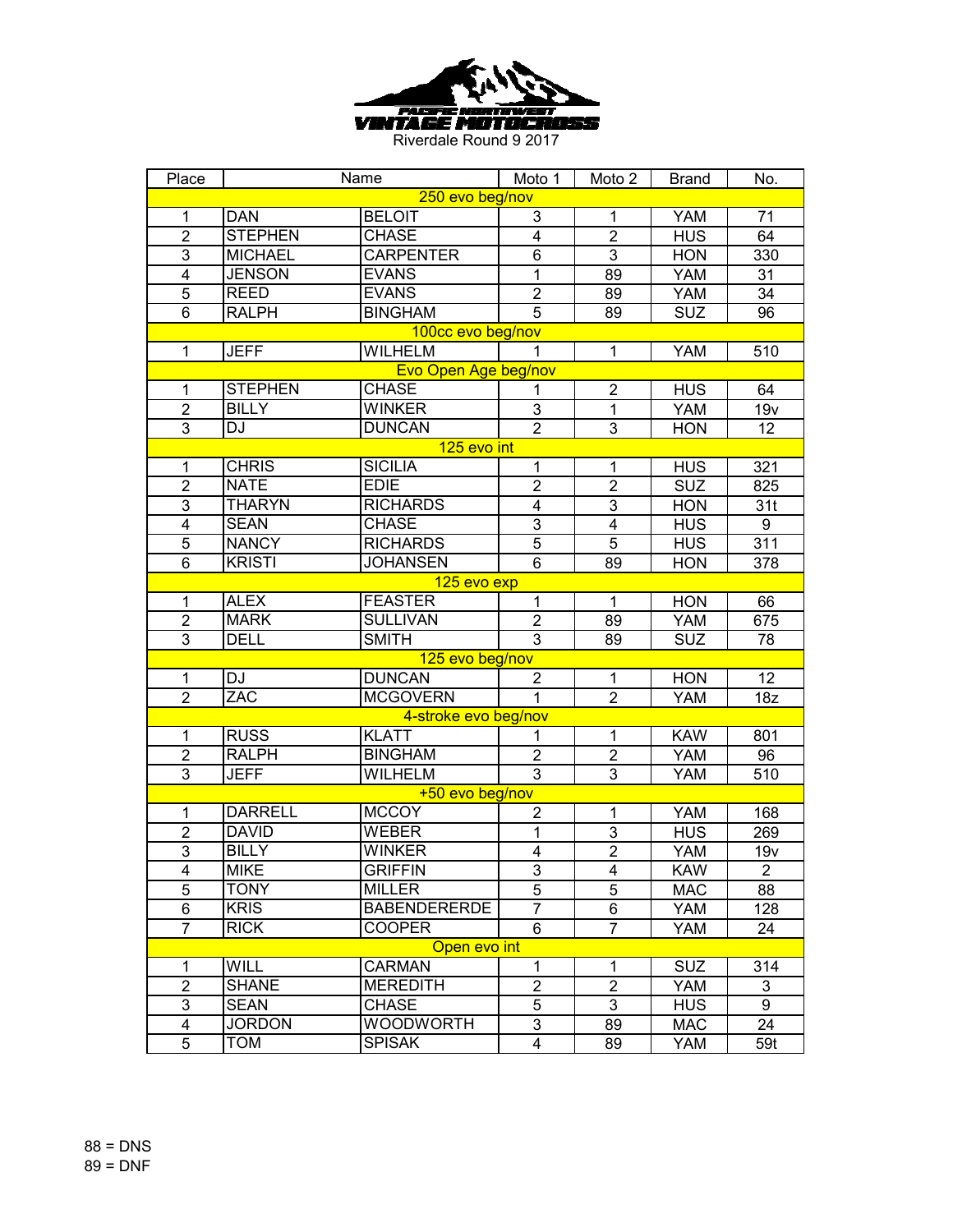PACIFIC NORTHWEST VINTAGE MOTOCROSS

Riverdale Round 9 2017

| Place | Name | | Moto 1 | Moto 2 | Brand | No. |
|---|---|---|---|---|---|---|
| 250 evo beg/nov | | | | | | |
| 1 | DAN | BELOIT | 3 | 1 | YAM | 71 |
| 2 | STEPHEN | CHASE | 4 | 2 | HUS | 64 |
| 3 | MICHAEL | CARPENTER | 6 | 3 | HON | 330 |
| 4 | JENSON | EVANS | 1 | 89 | YAM | 31 |
| 5 | REED | EVANS | 2 | 89 | YAM | 34 |
| 6 | RALPH | BINGHAM | 5 | 89 | SUZ | 96 |
| 100cc evo beg/nov | | | | | | |
| 1 | JEFF | WILHELM | 1 | 1 | YAM | 510 |
| Evo Open Age beg/nov | | | | | | |
| 1 | STEPHEN | CHASE | 1 | 2 | HUS | 64 |
| 2 | BILLY | WINKER | 3 | 1 | YAM | 19v |
| 3 | DJ | DUNCAN | 2 | 3 | HON | 12 |
| 125 evo int | | | | | | |
| 1 | CHRIS | SICILIA | 1 | 1 | HUS | 321 |
| 2 | NATE | EDIE | 2 | 2 | SUZ | 825 |
| 3 | THARYN | RICHARDS | 4 | 3 | HON | 31t |
| 4 | SEAN | CHASE | 3 | 4 | HUS | 9 |
| 5 | NANCY | RICHARDS | 5 | 5 | HUS | 311 |
| 6 | KRISTI | JOHANSEN | 6 | 89 | HON | 378 |
| 125 evo exp | | | | | | |
| 1 | ALEX | FEASTER | 1 | 1 | HON | 66 |
| 2 | MARK | SULLIVAN | 2 | 89 | YAM | 675 |
| 3 | DELL | SMITH | 3 | 89 | SUZ | 78 |
| 125 evo beg/nov | | | | | | |
| 1 | DJ | DUNCAN | 2 | 1 | HON | 12 |
| 2 | ZAC | MCGOVERN | 1 | 2 | YAM | 18z |
| 4-stroke evo beg/nov | | | | | | |
| 1 | RUSS | KLATT | 1 | 1 | KAW | 801 |
| 2 | RALPH | BINGHAM | 2 | 2 | YAM | 96 |
| 3 | JEFF | WILHELM | 3 | 3 | YAM | 510 |
| +50 evo beg/nov | | | | | | |
| 1 | DARRELL | MCCOY | 2 | 1 | YAM | 168 |
| 2 | DAVID | WEBER | 1 | 3 | HUS | 269 |
| 3 | BILLY | WINKER | 4 | 2 | YAM | 19v |
| 4 | MIKE | GRIFFIN | 3 | 4 | KAW | 2 |
| 5 | TONY | MILLER | 5 | 5 | MAC | 88 |
| 6 | KRIS | BABENDERERDE | 7 | 6 | YAM | 128 |
| 7 | RICK | COOPER | 6 | 7 | YAM | 24 |
| Open evo int | | | | | | |
| 1 | WILL | CARMAN | 1 | 1 | SUZ | 314 |
| 2 | SHANE | MEREDITH | 2 | 2 | YAM | 3 |
| 3 | SEAN | CHASE | 5 | 3 | HUS | 9 |
| 4 | JORDON | WOODWORTH | 3 | 89 | MAC | 24 |
| 5 | TOM | SPISAK | 4 | 89 | YAM | 59t |

88 = DNS
89 = DNF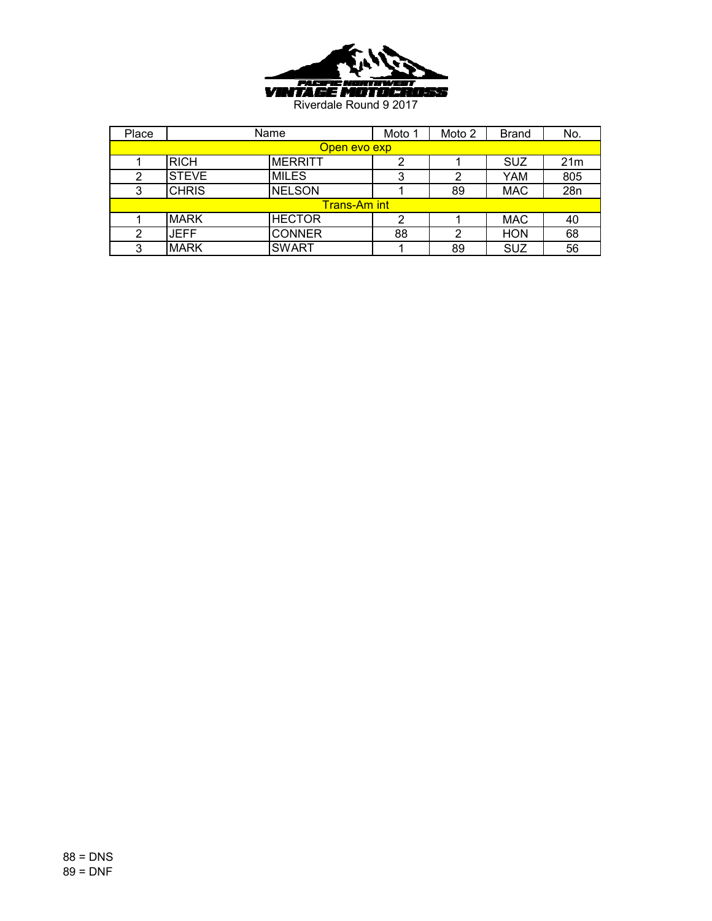PACIFIC NORTHWEST VINTAGE MOTOCROSS

Riverdale Round 9 2017

| Place | Name | | Moto 1 | Moto 2 | Brand | No. |
|---|---|---|---|---|---|---|
| Open evo exp | | | | | | |
| 1 | RICH | MERRITT | 2 | 1 | SUZ | 21m |
| 2 | STEVE | MILES | 3 | 2 | YAM | 805 |
| 3 | CHRIS | NELSON | 1 | 89 | MAC | 28n |
| Trans-Am int | | | | | | |
| 1 | MARK | HECTOR | 2 | 1 | MAC | 40 |
| 2 | JEFF | CONNER | 88 | 2 | HON | 68 |
| 3 | MARK | SWART | 1 | 89 | SUZ | 56 |

88 = DNS
89 = DNF